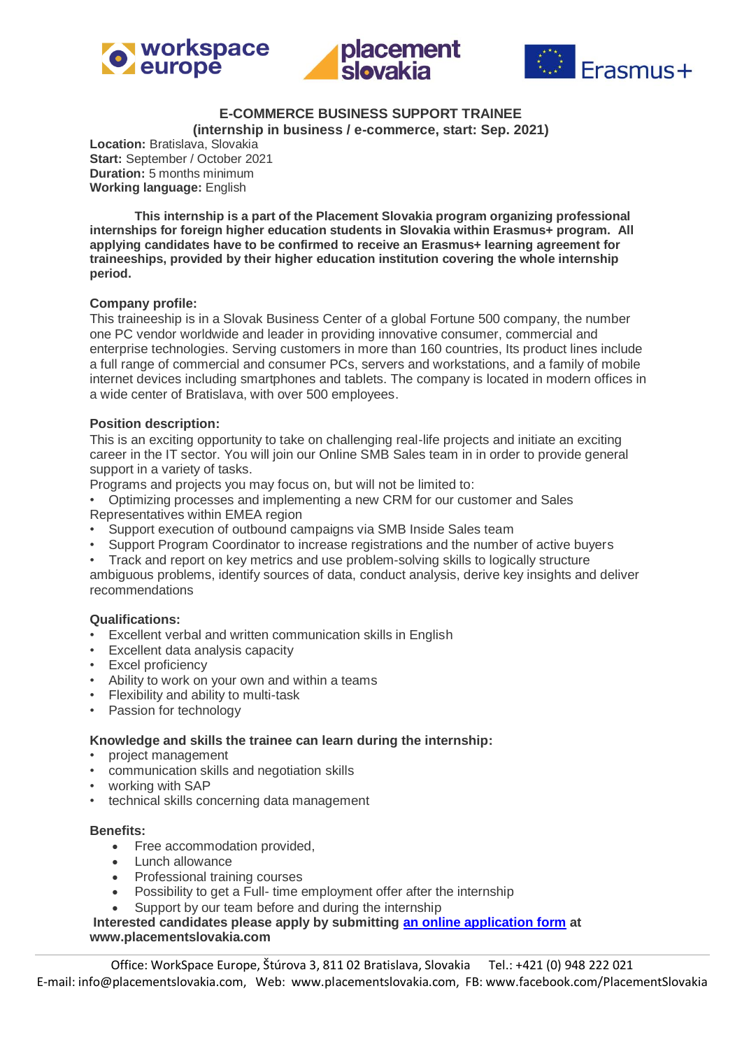# E-COMMERCE BUSINESS SUPPORT TRAINEE

**(internship in business / e-commerce, start: Sep. 2021)**

**Location:** Bratislava, Slovakia
**Start:** September / October 2021
**Duration:** 5 months minimum
**Working language:** English

**This internship is a part of the Placement Slovakia program organizing professional internships for foreign higher education students in Slovakia within Erasmus+ program. All applying candidates have to be confirmed to receive an Erasmus+ learning agreement for traineeships, provided by their higher education institution covering the whole internship period.**

**Company profile:**
This traineeship is in a Slovak Business Center of a global Fortune 500 company, the number one PC vendor worldwide and leader in providing innovative consumer, commercial and enterprise technologies. Serving customers in more than 160 countries, Its product lines include a full range of commercial and consumer PCs, servers and workstations, and a family of mobile internet devices including smartphones and tablets. The company is located in modern offices in a wide center of Bratislava, with over 500 employees.

**Position description:**
This is an exciting opportunity to take on challenging real-life projects and initiate an exciting career in the IT sector. You will join our Online SMB Sales team in in order to provide general support in a variety of tasks.
Programs and projects you may focus on, but will not be limited to:

- Optimizing processes and implementing a new CRM for our customer and Sales Representatives within EMEA region
- Support execution of outbound campaigns via SMB Inside Sales team
- Support Program Coordinator to increase registrations and the number of active buyers
- Track and report on key metrics and use problem-solving skills to logically structure ambiguous problems, identify sources of data, conduct analysis, derive key insights and deliver recommendations

**Qualifications:**

- Excellent verbal and written communication skills in English
- Excellent data analysis capacity
- Excel proficiency
- Ability to work on your own and within a teams
- Flexibility and ability to multi-task
- Passion for technology

**Knowledge and skills the trainee can learn during the internship:**

- project management
- communication skills and negotiation skills
- working with SAP
- technical skills concerning data management

**Benefits:**

- Free accommodation provided,
- Lunch allowance
- Professional training courses
- Possibility to get a Full- time employment offer after the internship
- Support by our team before and during the internship

**Interested candidates please apply by submitting an online application form at www.placementslovakia.com**

Office: WorkSpace Europe, Štúrova 3, 811 02 Bratislava, Slovakia Tel.: +421 (0) 948 222 021
E-mail: info@placementslovakia.com, Web: www.placementslovakia.com, FB: www.facebook.com/PlacementSlovakia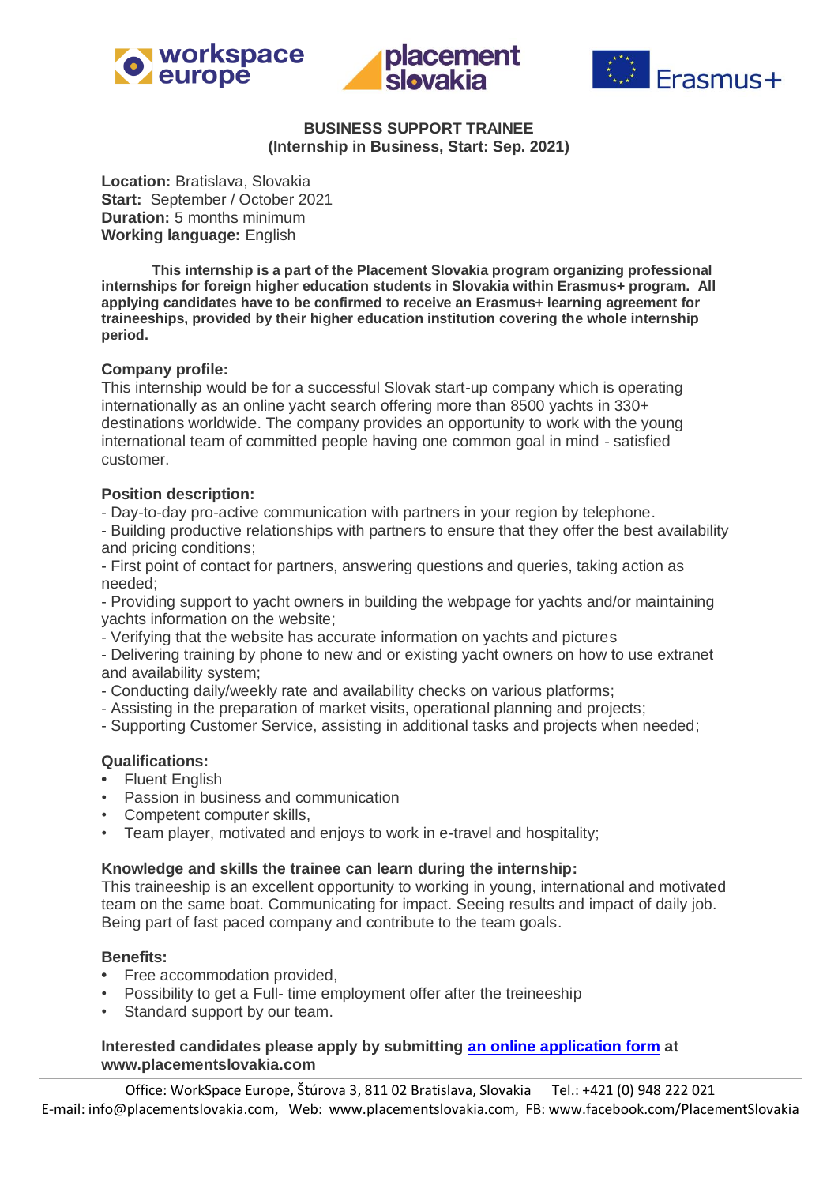**BUSINESS SUPPORT TRAINEE**
**(Internship in Business, Start: Sep. 2021)**

**Location:** Bratislava, Slovakia
**Start:** September / October 2021
**Duration:** 5 months minimum
**Working language:** English

**This internship is a part of the Placement Slovakia program organizing professional internships for foreign higher education students in Slovakia within Erasmus+ program. All applying candidates have to be confirmed to receive an Erasmus+ learning agreement for traineeships, provided by their higher education institution covering the whole internship period.**

**Company profile:**
This internship would be for a successful Slovak start-up company which is operating internationally as an online yacht search offering more than 8500 yachts in 330+ destinations worldwide. The company provides an opportunity to work with the young international team of committed people having one common goal in mind - satisfied customer.

**Position description:**
- Day-to-day pro-active communication with partners in your region by telephone.
- Building productive relationships with partners to ensure that they offer the best availability and pricing conditions;
- First point of contact for partners, answering questions and queries, taking action as needed;
- Providing support to yacht owners in building the webpage for yachts and/or maintaining yachts information on the website;
- Verifying that the website has accurate information on yachts and pictures
- Delivering training by phone to new and or existing yacht owners on how to use extranet and availability system;
- Conducting daily/weekly rate and availability checks on various platforms;
- Assisting in the preparation of market visits, operational planning and projects;
- Supporting Customer Service, assisting in additional tasks and projects when needed;

**Qualifications:**
- Fluent English
- Passion in business and communication
- Competent computer skills,
- Team player, motivated and enjoys to work in e-travel and hospitality;

**Knowledge and skills the trainee can learn during the internship:**
This traineeship is an excellent opportunity to working in young, international and motivated team on the same boat. Communicating for impact. Seeing results and impact of daily job. Being part of fast paced company and contribute to the team goals.

**Benefits:**
- Free accommodation provided,
- Possibility to get a Full- time employment offer after the treineeship
- Standard support by our team.

**Interested candidates please apply by submitting an online application form at www.placementslovakia.com**

Office: WorkSpace Europe, Štúrova 3, 811 02 Bratislava, Slovakia Tel.: +421 (0) 948 222 021
E-mail: info@placementslovakia.com, Web: www.placementslovakia.com, FB: www.facebook.com/PlacementSlovakia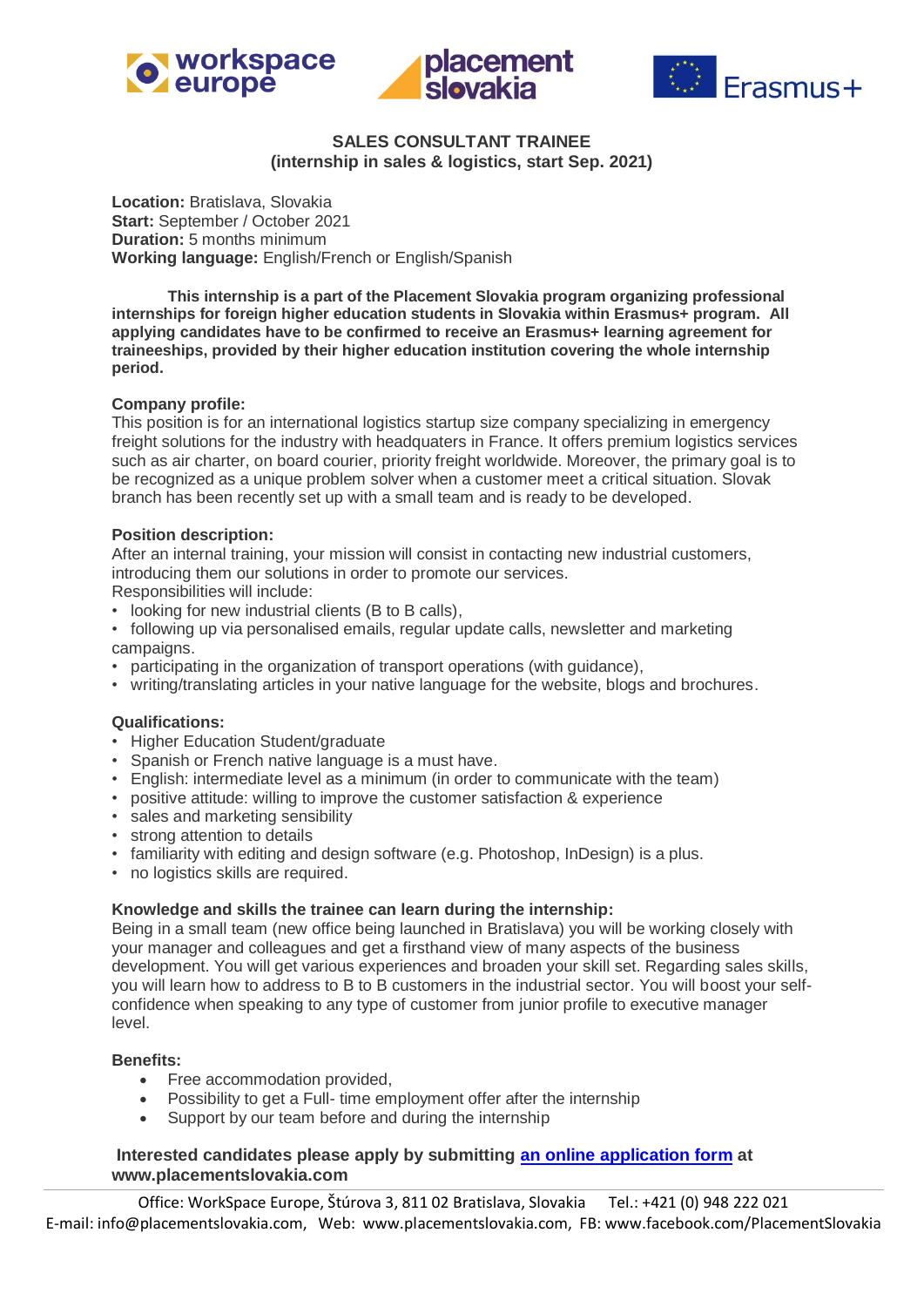# SALES CONSULTANT TRAINEE
## (internship in sales & logistics, start Sep. 2021)

**Location:** Bratislava, Slovakia
**Start:** September / October 2021
**Duration:** 5 months minimum
**Working language:** English/French or English/Spanish

**This internship is a part of the Placement Slovakia program organizing professional internships for foreign higher education students in Slovakia within Erasmus+ program. All applying candidates have to be confirmed to receive an Erasmus+ learning agreement for traineeships, provided by their higher education institution covering the whole internship period.**

**Company profile:**
This position is for an international logistics startup size company specializing in emergency freight solutions for the industry with headquaters in France. It offers premium logistics services such as air charter, on board courier, priority freight worldwide. Moreover, the primary goal is to be recognized as a unique problem solver when a customer meet a critical situation. Slovak branch has been recently set up with a small team and is ready to be developed.

**Position description:**
After an internal training, your mission will consist in contacting new industrial customers, introducing them our solutions in order to promote our services.
Responsibilities will include:

- looking for new industrial clients (B to B calls),
- following up via personalised emails, regular update calls, newsletter and marketing campaigns.
- participating in the organization of transport operations (with guidance),
- writing/translating articles in your native language for the website, blogs and brochures.

**Qualifications:**

- Higher Education Student/graduate
- Spanish or French native language is a must have.
- English: intermediate level as a minimum (in order to communicate with the team)
- positive attitude: willing to improve the customer satisfaction & experience
- sales and marketing sensibility
- strong attention to details
- familiarity with editing and design software (e.g. Photoshop, InDesign) is a plus.
- no logistics skills are required.

**Knowledge and skills the trainee can learn during the internship:**
Being in a small team (new office being launched in Bratislava) you will be working closely with your manager and colleagues and get a firsthand view of many aspects of the business development. You will get various experiences and broaden your skill set. Regarding sales skills, you will learn how to address to B to B customers in the industrial sector. You will boost your self-confidence when speaking to any type of customer from junior profile to executive manager level.

**Benefits:**

- Free accommodation provided,
- Possibility to get a Full- time employment offer after the internship
- Support by our team before and during the internship

**Interested candidates please apply by submitting [an online application form] at www.placementslovakia.com**

Office: WorkSpace Europe, Štúrova 3, 811 02 Bratislava, Slovakia   Tel.: +421 (0) 948 222 021
E-mail: info@placementslovakia.com, Web: www.placementslovakia.com, FB: www.facebook.com/PlacementSlovakia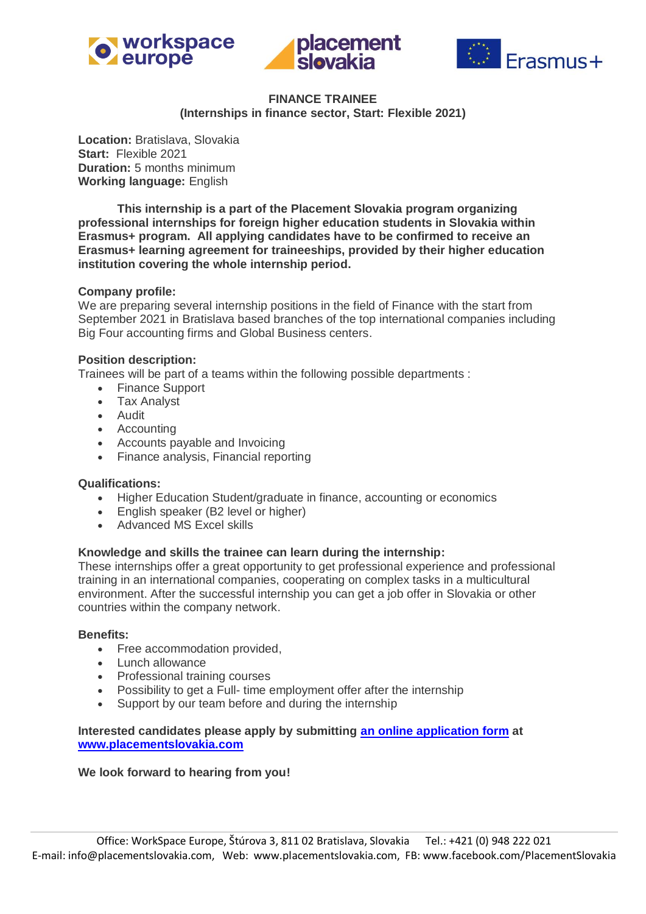**FINANCE TRAINEE**
**(Internships in finance sector, Start: Flexible 2021)**

**Location:** Bratislava, Slovakia
**Start:** Flexible 2021
**Duration:** 5 months minimum
**Working language:** English

**This internship is a part of the Placement Slovakia program organizing professional internships for foreign higher education students in Slovakia within Erasmus+ program. All applying candidates have to be confirmed to receive an Erasmus+ learning agreement for traineeships, provided by their higher education institution covering the whole internship period.**

**Company profile:**
We are preparing several internship positions in the field of Finance with the start from September 2021 in Bratislava based branches of the top international companies including Big Four accounting firms and Global Business centers.

**Position description:**
Trainees will be part of a teams within the following possible departments :

- Finance Support
- Tax Analyst
- Audit
- Accounting
- Accounts payable and Invoicing
- Finance analysis, Financial reporting

**Qualifications:**

- Higher Education Student/graduate in finance, accounting or economics
- English speaker (B2 level or higher)
- Advanced MS Excel skills

**Knowledge and skills the trainee can learn during the internship:**
These internships offer a great opportunity to get professional experience and professional training in an international companies, cooperating on complex tasks in a multicultural environment. After the successful internship you can get a job offer in Slovakia or other countries within the company network.

**Benefits:**

- Free accommodation provided,
- Lunch allowance
- Professional training courses
- Possibility to get a Full- time employment offer after the internship
- Support by our team before and during the internship

**Interested candidates please apply by submitting an online application form at www.placementslovakia.com**

**We look forward to hearing from you!**

Office: WorkSpace Europe, Štúrova 3, 811 02 Bratislava, Slovakia Tel.: +421 (0) 948 222 021
E-mail: info@placementslovakia.com, Web: www.placementslovakia.com, FB: www.facebook.com/PlacementSlovakia